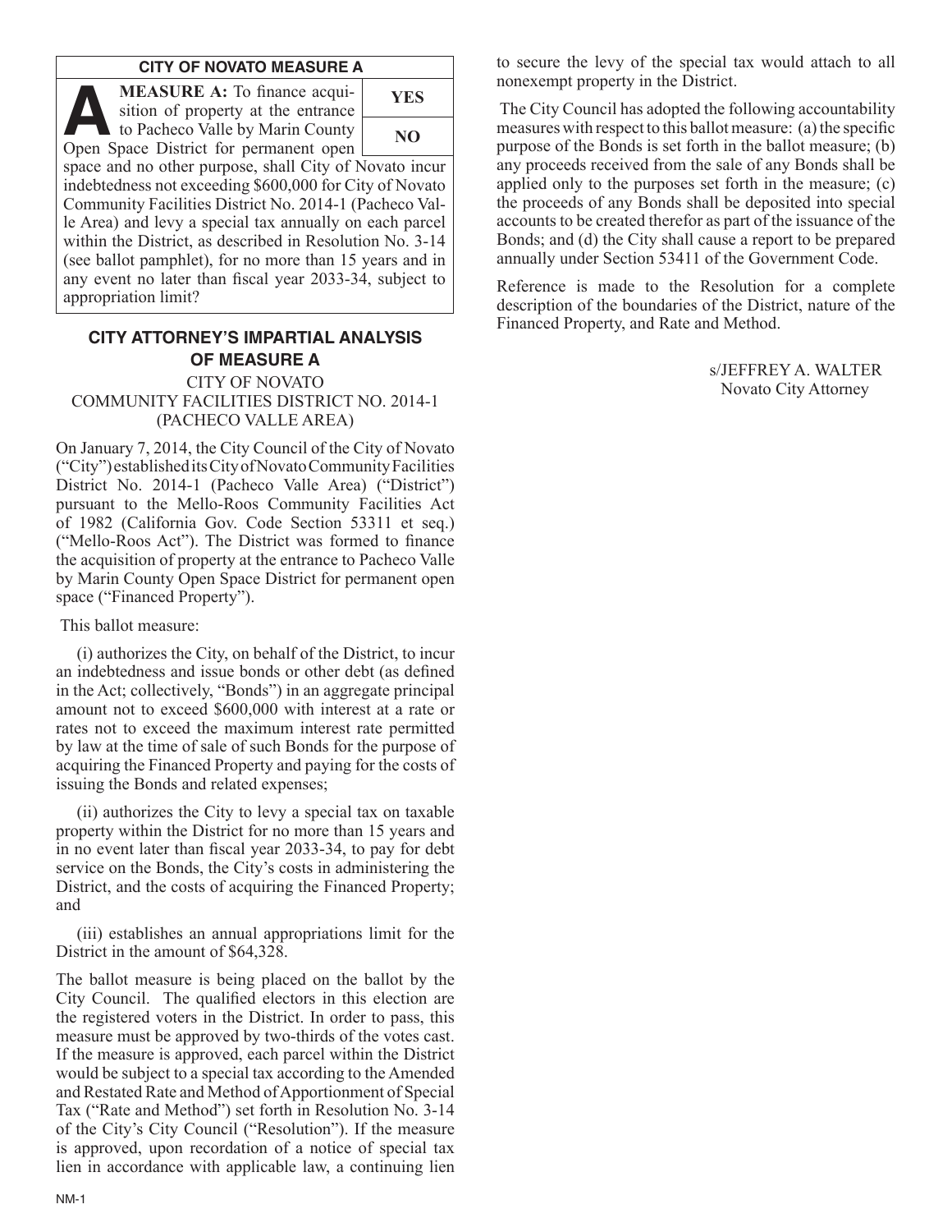## CITY OF NOVATO MEASURE A

| | |
|---|---|
| **A MEASURE A:** To finance acquisition of property at the entrance to Pacheco Valle by Marin County Open Space District for permanent open space and no other purpose, shall City of Novato incur indebtedness not exceeding $600,000 for City of Novato Community Facilities District No. 2014-1 (Pacheco Valle Area) and levy a special tax annually on each parcel within the District, as described in Resolution No. 3-14 (see ballot pamphlet), for no more than 15 years and in any event no later than fiscal year 2033-34, subject to appropriation limit? | **YES** / **NO** |

## CITY ATTORNEY'S IMPARTIAL ANALYSIS OF MEASURE A

CITY OF NOVATO
COMMUNITY FACILITIES DISTRICT NO. 2014-1
(PACHECO VALLE AREA)

On January 7, 2014, the City Council of the City of Novato ("City") established its City of Novato Community Facilities District No. 2014-1 (Pacheco Valle Area) ("District") pursuant to the Mello-Roos Community Facilities Act of 1982 (California Gov. Code Section 53311 et seq.) ("Mello-Roos Act"). The District was formed to finance the acquisition of property at the entrance to Pacheco Valle by Marin County Open Space District for permanent open space ("Financed Property").

This ballot measure:

(i) authorizes the City, on behalf of the District, to incur an indebtedness and issue bonds or other debt (as defined in the Act; collectively, "Bonds") in an aggregate principal amount not to exceed $600,000 with interest at a rate or rates not to exceed the maximum interest rate permitted by law at the time of sale of such Bonds for the purpose of acquiring the Financed Property and paying for the costs of issuing the Bonds and related expenses;

(ii) authorizes the City to levy a special tax on taxable property within the District for no more than 15 years and in no event later than fiscal year 2033-34, to pay for debt service on the Bonds, the City's costs in administering the District, and the costs of acquiring the Financed Property; and

(iii) establishes an annual appropriations limit for the District in the amount of $64,328.

The ballot measure is being placed on the ballot by the City Council. The qualified electors in this election are the registered voters in the District. In order to pass, this measure must be approved by two-thirds of the votes cast. If the measure is approved, each parcel within the District would be subject to a special tax according to the Amended and Restated Rate and Method of Apportionment of Special Tax ("Rate and Method") set forth in Resolution No. 3-14 of the City's City Council ("Resolution"). If the measure is approved, upon recordation of a notice of special tax lien in accordance with applicable law, a continuing lien to secure the levy of the special tax would attach to all nonexempt property in the District.

The City Council has adopted the following accountability measures with respect to this ballot measure: (a) the specific purpose of the Bonds is set forth in the ballot measure; (b) any proceeds received from the sale of any Bonds shall be applied only to the purposes set forth in the measure; (c) the proceeds of any Bonds shall be deposited into special accounts to be created therefor as part of the issuance of the Bonds; and (d) the City shall cause a report to be prepared annually under Section 53411 of the Government Code.

Reference is made to the Resolution for a complete description of the boundaries of the District, nature of the Financed Property, and Rate and Method.

s/JEFFREY A. WALTER
Novato City Attorney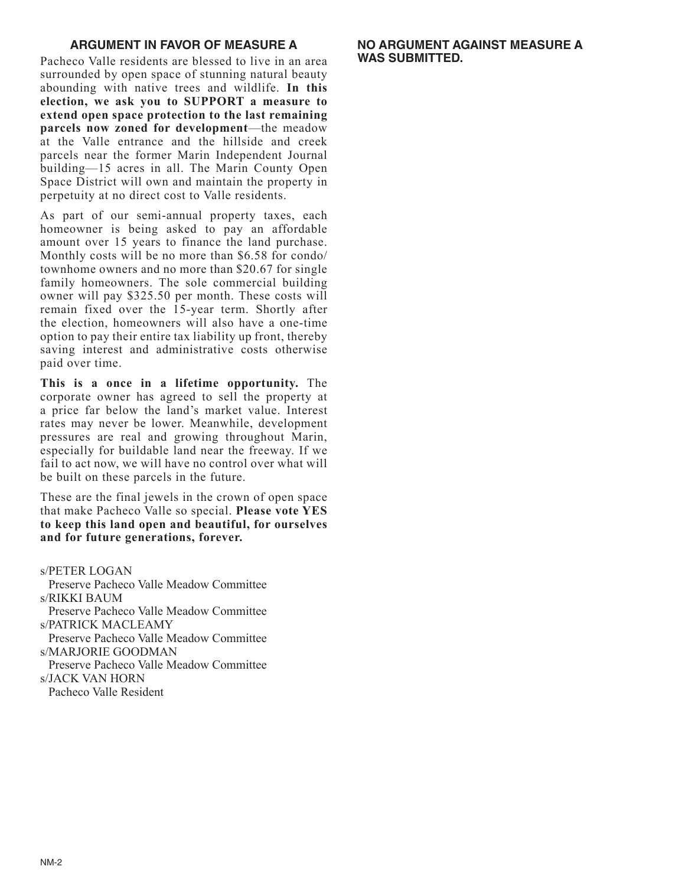## ARGUMENT IN FAVOR OF MEASURE A

Pacheco Valle residents are blessed to live in an area surrounded by open space of stunning natural beauty abounding with native trees and wildlife. **In this election, we ask you to SUPPORT a measure to extend open space protection to the last remaining parcels now zoned for development**—the meadow at the Valle entrance and the hillside and creek parcels near the former Marin Independent Journal building—15 acres in all. The Marin County Open Space District will own and maintain the property in perpetuity at no direct cost to Valle residents.

As part of our semi-annual property taxes, each homeowner is being asked to pay an affordable amount over 15 years to finance the land purchase. Monthly costs will be no more than $6.58 for condo/townhome owners and no more than $20.67 for single family homeowners. The sole commercial building owner will pay $325.50 per month. These costs will remain fixed over the 15-year term. Shortly after the election, homeowners will also have a one-time option to pay their entire tax liability up front, thereby saving interest and administrative costs otherwise paid over time.

**This is a once in a lifetime opportunity.** The corporate owner has agreed to sell the property at a price far below the land's market value. Interest rates may never be lower. Meanwhile, development pressures are real and growing throughout Marin, especially for buildable land near the freeway. If we fail to act now, we will have no control over what will be built on these parcels in the future.

These are the final jewels in the crown of open space that make Pacheco Valle so special. **Please vote YES to keep this land open and beautiful, for ourselves and for future generations, forever.**

s/PETER LOGAN
Preserve Pacheco Valle Meadow Committee
s/RIKKI BAUM
Preserve Pacheco Valle Meadow Committee
s/PATRICK MACLEAMY
Preserve Pacheco Valle Meadow Committee
s/MARJORIE GOODMAN
Preserve Pacheco Valle Meadow Committee
s/JACK VAN HORN
Pacheco Valle Resident

## NO ARGUMENT AGAINST MEASURE A WAS SUBMITTED.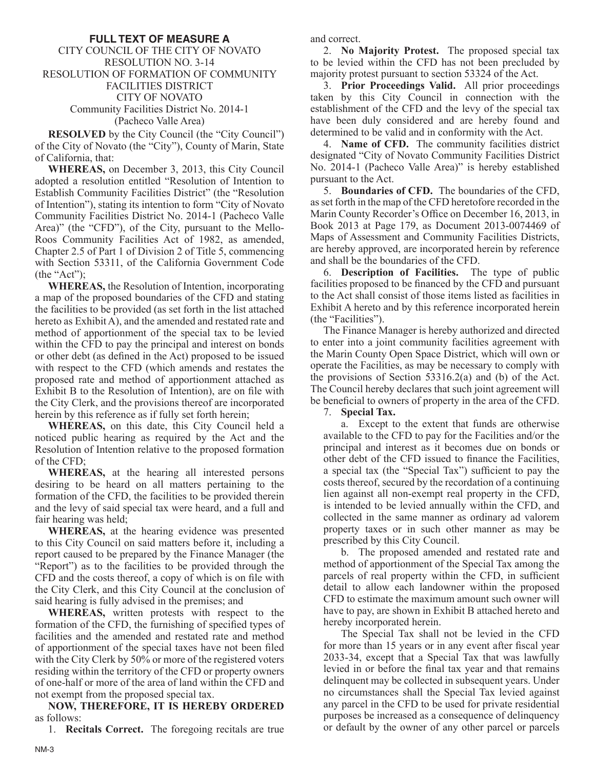## FULL TEXT OF MEASURE A

CITY COUNCIL OF THE CITY OF NOVATO
RESOLUTION NO. 3-14
RESOLUTION OF FORMATION OF COMMUNITY FACILITIES DISTRICT
CITY OF NOVATO
Community Facilities District No. 2014-1
(Pacheco Valle Area)

**RESOLVED** by the City Council (the "City Council") of the City of Novato (the "City"), County of Marin, State of California, that:

**WHEREAS,** on December 3, 2013, this City Council adopted a resolution entitled "Resolution of Intention to Establish Community Facilities District" (the "Resolution of Intention"), stating its intention to form "City of Novato Community Facilities District No. 2014-1 (Pacheco Valle Area)" (the "CFD"), of the City, pursuant to the Mello-Roos Community Facilities Act of 1982, as amended, Chapter 2.5 of Part 1 of Division 2 of Title 5, commencing with Section 53311, of the California Government Code (the "Act");

**WHEREAS,** the Resolution of Intention, incorporating a map of the proposed boundaries of the CFD and stating the facilities to be provided (as set forth in the list attached hereto as Exhibit A), and the amended and restated rate and method of apportionment of the special tax to be levied within the CFD to pay the principal and interest on bonds or other debt (as defined in the Act) proposed to be issued with respect to the CFD (which amends and restates the proposed rate and method of apportionment attached as Exhibit B to the Resolution of Intention), are on file with the City Clerk, and the provisions thereof are incorporated herein by this reference as if fully set forth herein;

**WHEREAS,** on this date, this City Council held a noticed public hearing as required by the Act and the Resolution of Intention relative to the proposed formation of the CFD;

**WHEREAS,** at the hearing all interested persons desiring to be heard on all matters pertaining to the formation of the CFD, the facilities to be provided therein and the levy of said special tax were heard, and a full and fair hearing was held;

**WHEREAS,** at the hearing evidence was presented to this City Council on said matters before it, including a report caused to be prepared by the Finance Manager (the "Report") as to the facilities to be provided through the CFD and the costs thereof, a copy of which is on file with the City Clerk, and this City Council at the conclusion of said hearing is fully advised in the premises; and

**WHEREAS,** written protests with respect to the formation of the CFD, the furnishing of specified types of facilities and the amended and restated rate and method of apportionment of the special taxes have not been filed with the City Clerk by 50% or more of the registered voters residing within the territory of the CFD or property owners of one-half or more of the area of land within the CFD and not exempt from the proposed special tax.

**NOW, THEREFORE, IT IS HEREBY ORDERED** as follows:

1. **Recitals Correct.** The foregoing recitals are true and correct.

2. **No Majority Protest.** The proposed special tax to be levied within the CFD has not been precluded by majority protest pursuant to section 53324 of the Act.

3. **Prior Proceedings Valid.** All prior proceedings taken by this City Council in connection with the establishment of the CFD and the levy of the special tax have been duly considered and are hereby found and determined to be valid and in conformity with the Act.

4. **Name of CFD.** The community facilities district designated "City of Novato Community Facilities District No. 2014-1 (Pacheco Valle Area)" is hereby established pursuant to the Act.

5. **Boundaries of CFD.** The boundaries of the CFD, as set forth in the map of the CFD heretofore recorded in the Marin County Recorder's Office on December 16, 2013, in Book 2013 at Page 179, as Document 2013-0074469 of Maps of Assessment and Community Facilities Districts, are hereby approved, are incorporated herein by reference and shall be the boundaries of the CFD.

6. **Description of Facilities.** The type of public facilities proposed to be financed by the CFD and pursuant to the Act shall consist of those items listed as facilities in Exhibit A hereto and by this reference incorporated herein (the "Facilities").

The Finance Manager is hereby authorized and directed to enter into a joint community facilities agreement with the Marin County Open Space District, which will own or operate the Facilities, as may be necessary to comply with the provisions of Section 53316.2(a) and (b) of the Act. The Council hereby declares that such joint agreement will be beneficial to owners of property in the area of the CFD.

7. **Special Tax.**

   a. Except to the extent that funds are otherwise available to the CFD to pay for the Facilities and/or the principal and interest as it becomes due on bonds or other debt of the CFD issued to finance the Facilities, a special tax (the "Special Tax") sufficient to pay the costs thereof, secured by the recordation of a continuing lien against all non-exempt real property in the CFD, is intended to be levied annually within the CFD, and collected in the same manner as ordinary ad valorem property taxes or in such other manner as may be prescribed by this City Council.

   b. The proposed amended and restated rate and method of apportionment of the Special Tax among the parcels of real property within the CFD, in sufficient detail to allow each landowner within the proposed CFD to estimate the maximum amount such owner will have to pay, are shown in Exhibit B attached hereto and hereby incorporated herein.

   The Special Tax shall not be levied in the CFD for more than 15 years or in any event after fiscal year 2033-34, except that a Special Tax that was lawfully levied in or before the final tax year and that remains delinquent may be collected in subsequent years. Under no circumstances shall the Special Tax levied against any parcel in the CFD to be used for private residential purposes be increased as a consequence of delinquency or default by the owner of any other parcel or parcels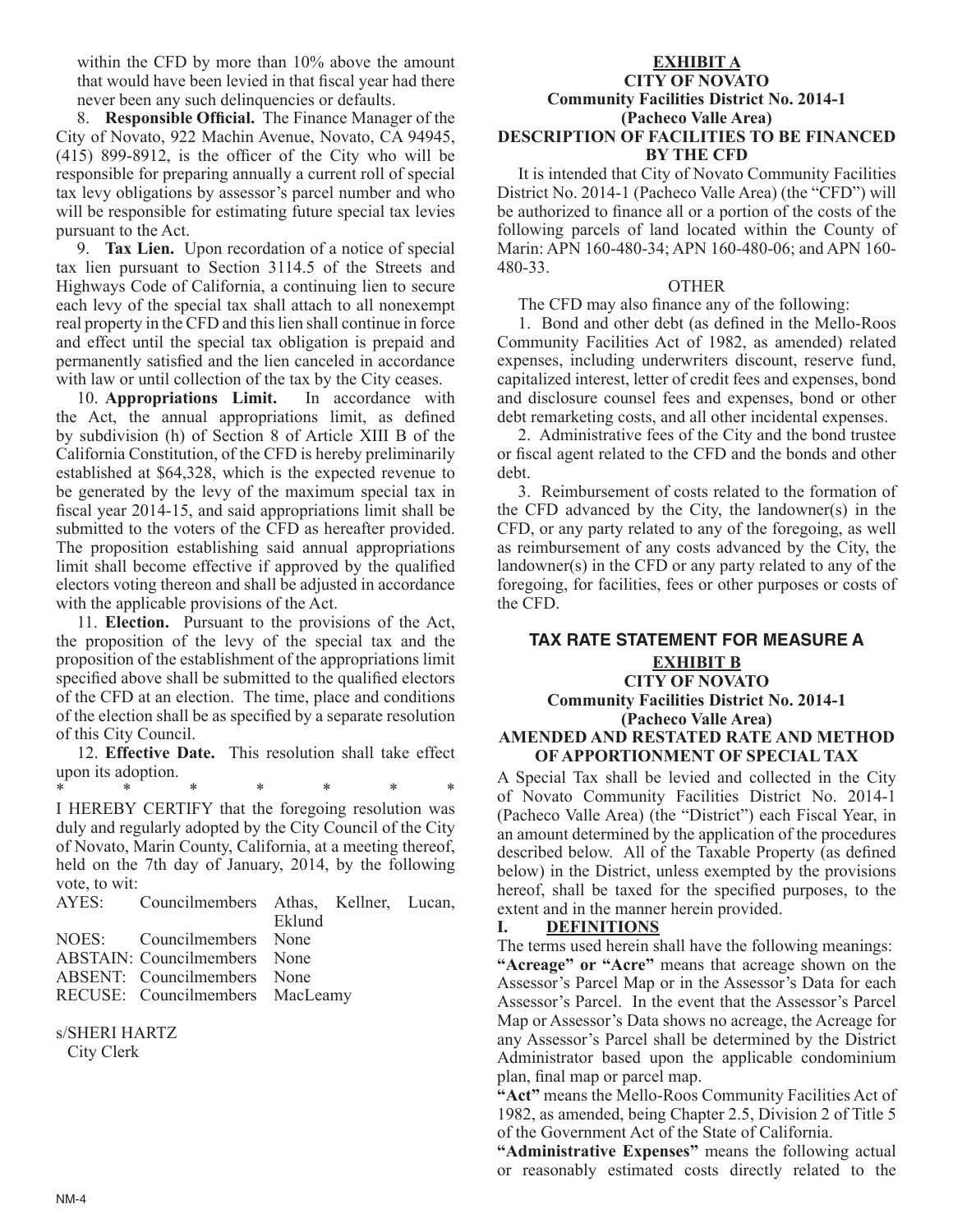within the CFD by more than 10% above the amount that would have been levied in that fiscal year had there never been any such delinquencies or defaults.

8. **Responsible Official.** The Finance Manager of the City of Novato, 922 Machin Avenue, Novato, CA 94945, (415) 899-8912, is the officer of the City who will be responsible for preparing annually a current roll of special tax levy obligations by assessor's parcel number and who will be responsible for estimating future special tax levies pursuant to the Act.

9. **Tax Lien.** Upon recordation of a notice of special tax lien pursuant to Section 3114.5 of the Streets and Highways Code of California, a continuing lien to secure each levy of the special tax shall attach to all nonexempt real property in the CFD and this lien shall continue in force and effect until the special tax obligation is prepaid and permanently satisfied and the lien canceled in accordance with law or until collection of the tax by the City ceases.

10. **Appropriations Limit.** In accordance with the Act, the annual appropriations limit, as defined by subdivision (h) of Section 8 of Article XIII B of the California Constitution, of the CFD is hereby preliminarily established at $64,328, which is the expected revenue to be generated by the levy of the maximum special tax in fiscal year 2014-15, and said appropriations limit shall be submitted to the voters of the CFD as hereafter provided. The proposition establishing said annual appropriations limit shall become effective if approved by the qualified electors voting thereon and shall be adjusted in accordance with the applicable provisions of the Act.

11. **Election.** Pursuant to the provisions of the Act, the proposition of the levy of the special tax and the proposition of the establishment of the appropriations limit specified above shall be submitted to the qualified electors of the CFD at an election. The time, place and conditions of the election shall be as specified by a separate resolution of this City Council.

12. **Effective Date.** This resolution shall take effect upon its adoption.

\* \* \* \* \* \*

I HEREBY CERTIFY that the foregoing resolution was duly and regularly adopted by the City Council of the City of Novato, Marin County, California, at a meeting thereof, held on the 7th day of January, 2014, by the following vote, to wit:

| | | |
|---|---|---|
| AYES: | Councilmembers | Athas, Kellner, Lucan, Eklund |
| NOES: | Councilmembers | None |
| ABSTAIN: | Councilmembers | None |
| ABSENT: | Councilmembers | None |
| RECUSE: | Councilmembers | MacLeamy |

s/SHERI HARTZ
City Clerk

**EXHIBIT A**
**CITY OF NOVATO**
**Community Facilities District No. 2014-1**
**(Pacheco Valle Area)**
**DESCRIPTION OF FACILITIES TO BE FINANCED BY THE CFD**

It is intended that City of Novato Community Facilities District No. 2014-1 (Pacheco Valle Area) (the "CFD") will be authorized to finance all or a portion of the costs of the following parcels of land located within the County of Marin: APN 160-480-34; APN 160-480-06; and APN 160-480-33.

OTHER

The CFD may also finance any of the following:

1. Bond and other debt (as defined in the Mello-Roos Community Facilities Act of 1982, as amended) related expenses, including underwriters discount, reserve fund, capitalized interest, letter of credit fees and expenses, bond and disclosure counsel fees and expenses, bond or other debt remarketing costs, and all other incidental expenses.

2. Administrative fees of the City and the bond trustee or fiscal agent related to the CFD and the bonds and other debt.

3. Reimbursement of costs related to the formation of the CFD advanced by the City, the landowner(s) in the CFD, or any party related to any of the foregoing, as well as reimbursement of any costs advanced by the City, the landowner(s) in the CFD or any party related to any of the foregoing, for facilities, fees or other purposes or costs of the CFD.

## TAX RATE STATEMENT FOR MEASURE A

**EXHIBIT B**
**CITY OF NOVATO**
**Community Facilities District No. 2014-1**
**(Pacheco Valle Area)**
**AMENDED AND RESTATED RATE AND METHOD OF APPORTIONMENT OF SPECIAL TAX**

A Special Tax shall be levied and collected in the City of Novato Community Facilities District No. 2014-1 (Pacheco Valle Area) (the "District") each Fiscal Year, in an amount determined by the application of the procedures described below. All of the Taxable Property (as defined below) in the District, unless exempted by the provisions hereof, shall be taxed for the specified purposes, to the extent and in the manner herein provided.

**I. DEFINITIONS**

The terms used herein shall have the following meanings:

**"Acreage" or "Acre"** means that acreage shown on the Assessor's Parcel Map or in the Assessor's Data for each Assessor's Parcel. In the event that the Assessor's Parcel Map or Assessor's Data shows no acreage, the Acreage for any Assessor's Parcel shall be determined by the District Administrator based upon the applicable condominium plan, final map or parcel map.

**"Act"** means the Mello-Roos Community Facilities Act of 1982, as amended, being Chapter 2.5, Division 2 of Title 5 of the Government Act of the State of California.

**"Administrative Expenses"** means the following actual or reasonably estimated costs directly related to the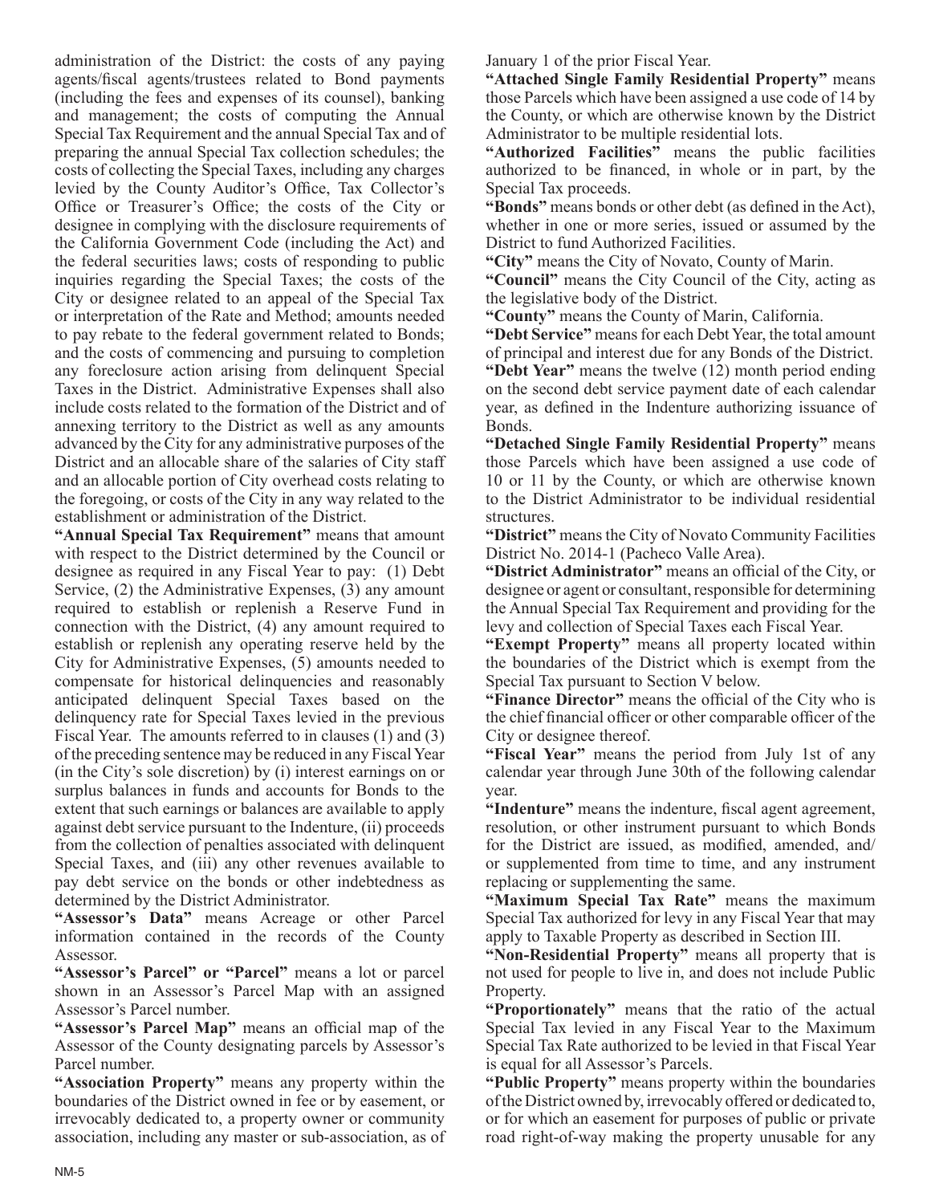administration of the District: the costs of any paying agents/fiscal agents/trustees related to Bond payments (including the fees and expenses of its counsel), banking and management; the costs of computing the Annual Special Tax Requirement and the annual Special Tax and of preparing the annual Special Tax collection schedules; the costs of collecting the Special Taxes, including any charges levied by the County Auditor's Office, Tax Collector's Office or Treasurer's Office; the costs of the City or designee in complying with the disclosure requirements of the California Government Code (including the Act) and the federal securities laws; costs of responding to public inquiries regarding the Special Taxes; the costs of the City or designee related to an appeal of the Special Tax or interpretation of the Rate and Method; amounts needed to pay rebate to the federal government related to Bonds; and the costs of commencing and pursuing to completion any foreclosure action arising from delinquent Special Taxes in the District. Administrative Expenses shall also include costs related to the formation of the District and of annexing territory to the District as well as any amounts advanced by the City for any administrative purposes of the District and an allocable share of the salaries of City staff and an allocable portion of City overhead costs relating to the foregoing, or costs of the City in any way related to the establishment or administration of the District.

**"Annual Special Tax Requirement"** means that amount with respect to the District determined by the Council or designee as required in any Fiscal Year to pay: (1) Debt Service, (2) the Administrative Expenses, (3) any amount required to establish or replenish a Reserve Fund in connection with the District, (4) any amount required to establish or replenish any operating reserve held by the City for Administrative Expenses, (5) amounts needed to compensate for historical delinquencies and reasonably anticipated delinquent Special Taxes based on the delinquency rate for Special Taxes levied in the previous Fiscal Year. The amounts referred to in clauses (1) and (3) of the preceding sentence may be reduced in any Fiscal Year (in the City's sole discretion) by (i) interest earnings on or surplus balances in funds and accounts for Bonds to the extent that such earnings or balances are available to apply against debt service pursuant to the Indenture, (ii) proceeds from the collection of penalties associated with delinquent Special Taxes, and (iii) any other revenues available to pay debt service on the bonds or other indebtedness as determined by the District Administrator.

**"Assessor's Data"** means Acreage or other Parcel information contained in the records of the County Assessor.

**"Assessor's Parcel" or "Parcel"** means a lot or parcel shown in an Assessor's Parcel Map with an assigned Assessor's Parcel number.

**"Assessor's Parcel Map"** means an official map of the Assessor of the County designating parcels by Assessor's Parcel number.

**"Association Property"** means any property within the boundaries of the District owned in fee or by easement, or irrevocably dedicated to, a property owner or community association, including any master or sub-association, as of January 1 of the prior Fiscal Year.

**"Attached Single Family Residential Property"** means those Parcels which have been assigned a use code of 14 by the County, or which are otherwise known by the District Administrator to be multiple residential lots.

**"Authorized Facilities"** means the public facilities authorized to be financed, in whole or in part, by the Special Tax proceeds.

**"Bonds"** means bonds or other debt (as defined in the Act), whether in one or more series, issued or assumed by the District to fund Authorized Facilities.

**"City"** means the City of Novato, County of Marin.

**"Council"** means the City Council of the City, acting as the legislative body of the District.

**"County"** means the County of Marin, California.

**"Debt Service"** means for each Debt Year, the total amount of principal and interest due for any Bonds of the District.

**"Debt Year"** means the twelve (12) month period ending on the second debt service payment date of each calendar year, as defined in the Indenture authorizing issuance of Bonds.

**"Detached Single Family Residential Property"** means those Parcels which have been assigned a use code of 10 or 11 by the County, or which are otherwise known to the District Administrator to be individual residential structures.

**"District"** means the City of Novato Community Facilities District No. 2014-1 (Pacheco Valle Area).

**"District Administrator"** means an official of the City, or designee or agent or consultant, responsible for determining the Annual Special Tax Requirement and providing for the levy and collection of Special Taxes each Fiscal Year.

**"Exempt Property"** means all property located within the boundaries of the District which is exempt from the Special Tax pursuant to Section V below.

**"Finance Director"** means the official of the City who is the chief financial officer or other comparable officer of the City or designee thereof.

**"Fiscal Year"** means the period from July 1st of any calendar year through June 30th of the following calendar year.

**"Indenture"** means the indenture, fiscal agent agreement, resolution, or other instrument pursuant to which Bonds for the District are issued, as modified, amended, and/or supplemented from time to time, and any instrument replacing or supplementing the same.

**"Maximum Special Tax Rate"** means the maximum Special Tax authorized for levy in any Fiscal Year that may apply to Taxable Property as described in Section III.

**"Non-Residential Property"** means all property that is not used for people to live in, and does not include Public Property.

**"Proportionately"** means that the ratio of the actual Special Tax levied in any Fiscal Year to the Maximum Special Tax Rate authorized to be levied in that Fiscal Year is equal for all Assessor's Parcels.

**"Public Property"** means property within the boundaries of the District owned by, irrevocably offered or dedicated to, or for which an easement for purposes of public or private road right-of-way making the property unusable for any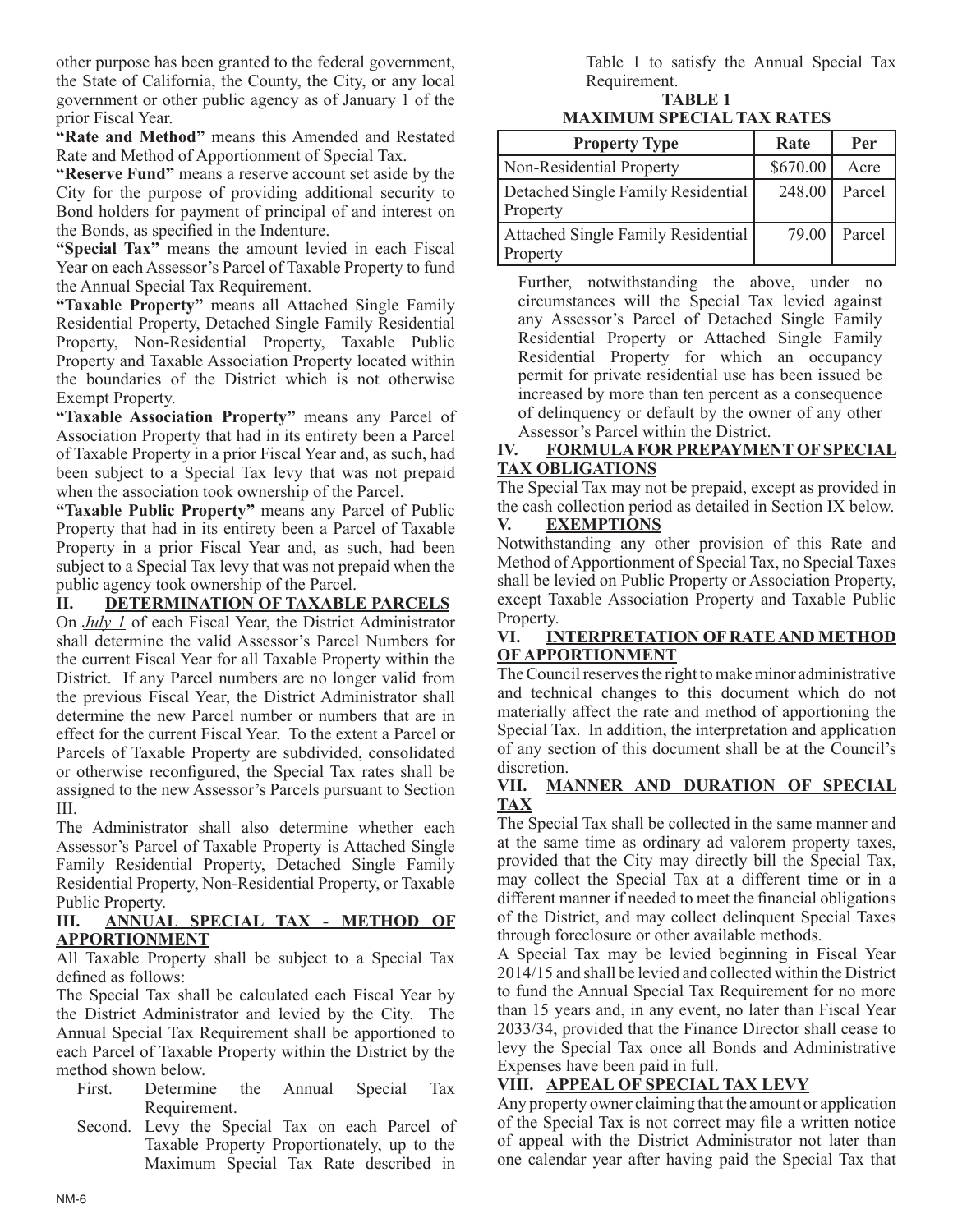other purpose has been granted to the federal government, the State of California, the County, the City, or any local government or other public agency as of January 1 of the prior Fiscal Year.

**"Rate and Method"** means this Amended and Restated Rate and Method of Apportionment of Special Tax.

**"Reserve Fund"** means a reserve account set aside by the City for the purpose of providing additional security to Bond holders for payment of principal of and interest on the Bonds, as specified in the Indenture.

**"Special Tax"** means the amount levied in each Fiscal Year on each Assessor's Parcel of Taxable Property to fund the Annual Special Tax Requirement.

**"Taxable Property"** means all Attached Single Family Residential Property, Detached Single Family Residential Property, Non-Residential Property, Taxable Public Property and Taxable Association Property located within the boundaries of the District which is not otherwise Exempt Property.

**"Taxable Association Property"** means any Parcel of Association Property that had in its entirety been a Parcel of Taxable Property in a prior Fiscal Year and, as such, had been subject to a Special Tax levy that was not prepaid when the association took ownership of the Parcel.

**"Taxable Public Property"** means any Parcel of Public Property that had in its entirety been a Parcel of Taxable Property in a prior Fiscal Year and, as such, had been subject to a Special Tax levy that was not prepaid when the public agency took ownership of the Parcel.

## II. DETERMINATION OF TAXABLE PARCELS

On *July 1* of each Fiscal Year, the District Administrator shall determine the valid Assessor's Parcel Numbers for the current Fiscal Year for all Taxable Property within the District. If any Parcel numbers are no longer valid from the previous Fiscal Year, the District Administrator shall determine the new Parcel number or numbers that are in effect for the current Fiscal Year. To the extent a Parcel or Parcels of Taxable Property are subdivided, consolidated or otherwise reconfigured, the Special Tax rates shall be assigned to the new Assessor's Parcels pursuant to Section III.

The Administrator shall also determine whether each Assessor's Parcel of Taxable Property is Attached Single Family Residential Property, Detached Single Family Residential Property, Non-Residential Property, or Taxable Public Property.

## III. ANNUAL SPECIAL TAX - METHOD OF APPORTIONMENT

All Taxable Property shall be subject to a Special Tax defined as follows:

The Special Tax shall be calculated each Fiscal Year by the District Administrator and levied by the City. The Annual Special Tax Requirement shall be apportioned to each Parcel of Taxable Property within the District by the method shown below.

First. Determine the Annual Special Tax Requirement.

Second. Levy the Special Tax on each Parcel of Taxable Property Proportionately, up to the Maximum Special Tax Rate described in Table 1 to satisfy the Annual Special Tax Requirement.

**TABLE 1**
**MAXIMUM SPECIAL TAX RATES**

| Property Type | Rate | Per |
|---|---|---|
| Non-Residential Property | $670.00 | Acre |
| Detached Single Family Residential Property | 248.00 | Parcel |
| Attached Single Family Residential Property | 79.00 | Parcel |

Further, notwithstanding the above, under no circumstances will the Special Tax levied against any Assessor's Parcel of Detached Single Family Residential Property or Attached Single Family Residential Property for which an occupancy permit for private residential use has been issued be increased by more than ten percent as a consequence of delinquency or default by the owner of any other Assessor's Parcel within the District.

## IV. FORMULA FOR PREPAYMENT OF SPECIAL TAX OBLIGATIONS

The Special Tax may not be prepaid, except as provided in the cash collection period as detailed in Section IX below.

## V. EXEMPTIONS

Notwithstanding any other provision of this Rate and Method of Apportionment of Special Tax, no Special Taxes shall be levied on Public Property or Association Property, except Taxable Association Property and Taxable Public Property.

## VI. INTERPRETATION OF RATE AND METHOD OF APPORTIONMENT

The Council reserves the right to make minor administrative and technical changes to this document which do not materially affect the rate and method of apportioning the Special Tax. In addition, the interpretation and application of any section of this document shall be at the Council's discretion.

## VII. MANNER AND DURATION OF SPECIAL TAX

The Special Tax shall be collected in the same manner and at the same time as ordinary ad valorem property taxes, provided that the City may directly bill the Special Tax, may collect the Special Tax at a different time or in a different manner if needed to meet the financial obligations of the District, and may collect delinquent Special Taxes through foreclosure or other available methods.

A Special Tax may be levied beginning in Fiscal Year 2014/15 and shall be levied and collected within the District to fund the Annual Special Tax Requirement for no more than 15 years and, in any event, no later than Fiscal Year 2033/34, provided that the Finance Director shall cease to levy the Special Tax once all Bonds and Administrative Expenses have been paid in full.

## VIII. APPEAL OF SPECIAL TAX LEVY

Any property owner claiming that the amount or application of the Special Tax is not correct may file a written notice of appeal with the District Administrator not later than one calendar year after having paid the Special Tax that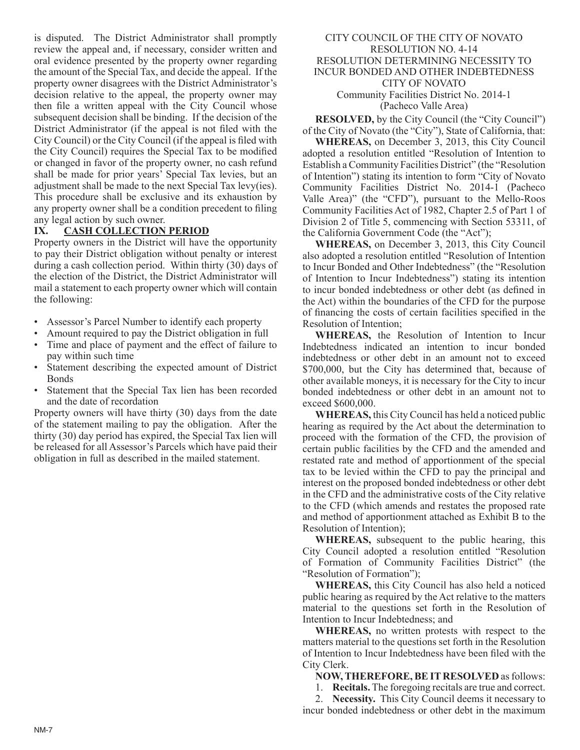is disputed. The District Administrator shall promptly review the appeal and, if necessary, consider written and oral evidence presented by the property owner regarding the amount of the Special Tax, and decide the appeal. If the property owner disagrees with the District Administrator's decision relative to the appeal, the property owner may then file a written appeal with the City Council whose subsequent decision shall be binding. If the decision of the District Administrator (if the appeal is not filed with the City Council) or the City Council (if the appeal is filed with the City Council) requires the Special Tax to be modified or changed in favor of the property owner, no cash refund shall be made for prior years' Special Tax levies, but an adjustment shall be made to the next Special Tax levy(ies). This procedure shall be exclusive and its exhaustion by any property owner shall be a condition precedent to filing any legal action by such owner.

## IX. CASH COLLECTION PERIOD

Property owners in the District will have the opportunity to pay their District obligation without penalty or interest during a cash collection period. Within thirty (30) days of the election of the District, the District Administrator will mail a statement to each property owner which will contain the following:

- Assessor's Parcel Number to identify each property
- Amount required to pay the District obligation in full
- Time and place of payment and the effect of failure to pay within such time
- Statement describing the expected amount of District Bonds
- Statement that the Special Tax lien has been recorded and the date of recordation

Property owners will have thirty (30) days from the date of the statement mailing to pay the obligation. After the thirty (30) day period has expired, the Special Tax lien will be released for all Assessor's Parcels which have paid their obligation in full as described in the mailed statement.

CITY COUNCIL OF THE CITY OF NOVATO
RESOLUTION NO. 4-14
RESOLUTION DETERMINING NECESSITY TO INCUR BONDED AND OTHER INDEBTEDNESS
CITY OF NOVATO
Community Facilities District No. 2014-1
(Pacheco Valle Area)

**RESOLVED,** by the City Council (the "City Council") of the City of Novato (the "City"), State of California, that:

**WHEREAS,** on December 3, 2013, this City Council adopted a resolution entitled "Resolution of Intention to Establish a Community Facilities District" (the "Resolution of Intention") stating its intention to form "City of Novato Community Facilities District No. 2014-1 (Pacheco Valle Area)" (the "CFD"), pursuant to the Mello-Roos Community Facilities Act of 1982, Chapter 2.5 of Part 1 of Division 2 of Title 5, commencing with Section 53311, of the California Government Code (the "Act");

**WHEREAS,** on December 3, 2013, this City Council also adopted a resolution entitled "Resolution of Intention to Incur Bonded and Other Indebtedness" (the "Resolution of Intention to Incur Indebtedness") stating its intention to incur bonded indebtedness or other debt (as defined in the Act) within the boundaries of the CFD for the purpose of financing the costs of certain facilities specified in the Resolution of Intention;

**WHEREAS,** the Resolution of Intention to Incur Indebtedness indicated an intention to incur bonded indebtedness or other debt in an amount not to exceed $700,000, but the City has determined that, because of other available moneys, it is necessary for the City to incur bonded indebtedness or other debt in an amount not to exceed $600,000.

**WHEREAS,** this City Council has held a noticed public hearing as required by the Act about the determination to proceed with the formation of the CFD, the provision of certain public facilities by the CFD and the amended and restated rate and method of apportionment of the special tax to be levied within the CFD to pay the principal and interest on the proposed bonded indebtedness or other debt in the CFD and the administrative costs of the City relative to the CFD (which amends and restates the proposed rate and method of apportionment attached as Exhibit B to the Resolution of Intention);

**WHEREAS,** subsequent to the public hearing, this City Council adopted a resolution entitled "Resolution of Formation of Community Facilities District" (the "Resolution of Formation");

**WHEREAS,** this City Council has also held a noticed public hearing as required by the Act relative to the matters material to the questions set forth in the Resolution of Intention to Incur Indebtedness; and

**WHEREAS,** no written protests with respect to the matters material to the questions set forth in the Resolution of Intention to Incur Indebtedness have been filed with the City Clerk.

**NOW, THEREFORE, BE IT RESOLVED** as follows:

1. **Recitals.** The foregoing recitals are true and correct.

2. **Necessity.** This City Council deems it necessary to incur bonded indebtedness or other debt in the maximum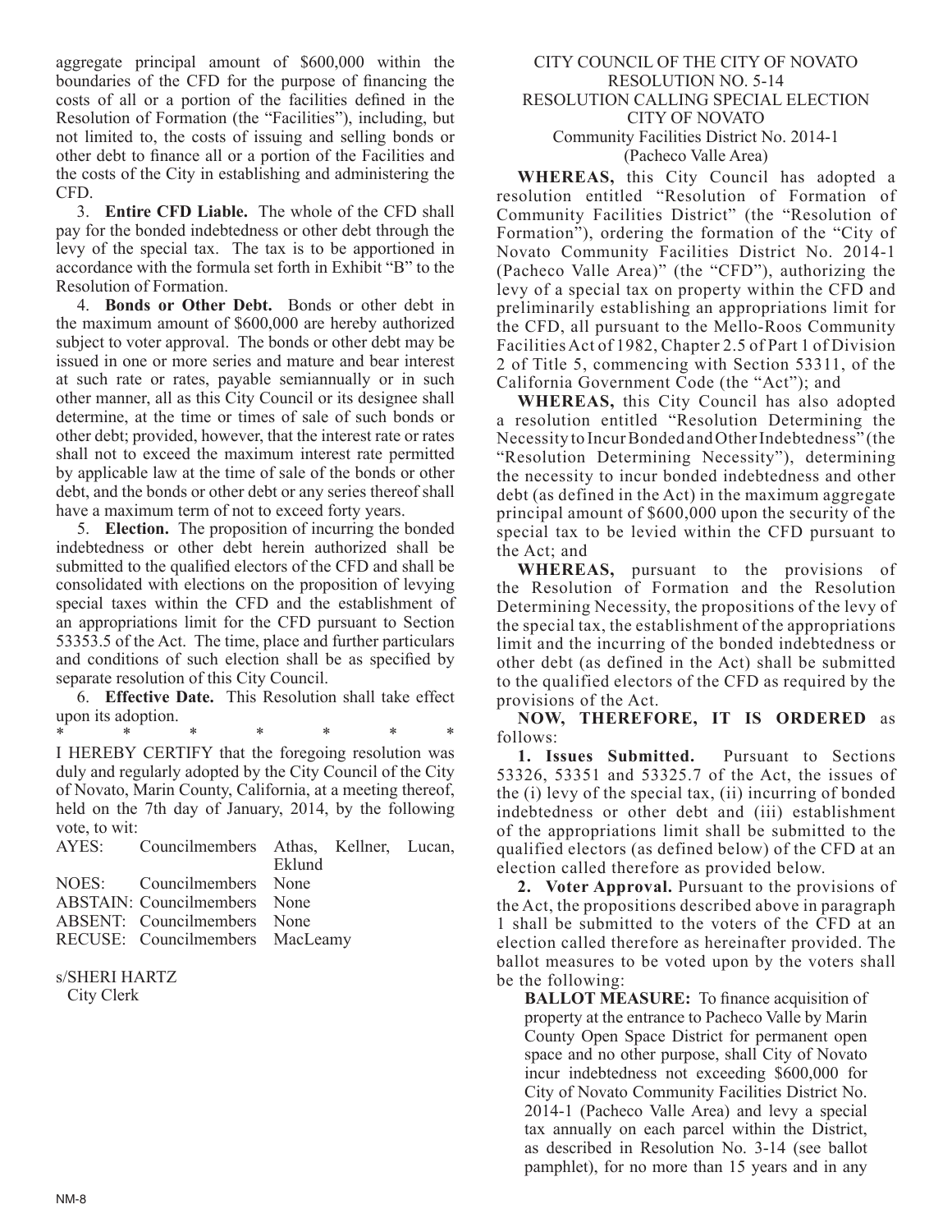aggregate principal amount of $600,000 within the boundaries of the CFD for the purpose of financing the costs of all or a portion of the facilities defined in the Resolution of Formation (the "Facilities"), including, but not limited to, the costs of issuing and selling bonds or other debt to finance all or a portion of the Facilities and the costs of the City in establishing and administering the CFD.

3. **Entire CFD Liable.** The whole of the CFD shall pay for the bonded indebtedness or other debt through the levy of the special tax. The tax is to be apportioned in accordance with the formula set forth in Exhibit "B" to the Resolution of Formation.

4. **Bonds or Other Debt.** Bonds or other debt in the maximum amount of $600,000 are hereby authorized subject to voter approval. The bonds or other debt may be issued in one or more series and mature and bear interest at such rate or rates, payable semiannually or in such other manner, all as this City Council or its designee shall determine, at the time or times of sale of such bonds or other debt; provided, however, that the interest rate or rates shall not to exceed the maximum interest rate permitted by applicable law at the time of sale of the bonds or other debt, and the bonds or other debt or any series thereof shall have a maximum term of not to exceed forty years.

5. **Election.** The proposition of incurring the bonded indebtedness or other debt herein authorized shall be submitted to the qualified electors of the CFD and shall be consolidated with elections on the proposition of levying special taxes within the CFD and the establishment of an appropriations limit for the CFD pursuant to Section 53353.5 of the Act. The time, place and further particulars and conditions of such election shall be as specified by separate resolution of this City Council.

6. **Effective Date.** This Resolution shall take effect upon its adoption.

\* \* \* \* \* \* \*

I HEREBY CERTIFY that the foregoing resolution was duly and regularly adopted by the City Council of the City of Novato, Marin County, California, at a meeting thereof, held on the 7th day of January, 2014, by the following vote, to wit:

AYES: Councilmembers Athas, Kellner, Lucan, Eklund
NOES: Councilmembers None
ABSTAIN: Councilmembers None
ABSENT: Councilmembers None
RECUSE: Councilmembers MacLeamy

s/SHERI HARTZ
City Clerk

CITY COUNCIL OF THE CITY OF NOVATO
RESOLUTION NO. 5-14
RESOLUTION CALLING SPECIAL ELECTION
CITY OF NOVATO
Community Facilities District No. 2014-1
(Pacheco Valle Area)

**WHEREAS,** this City Council has adopted a resolution entitled "Resolution of Formation of Community Facilities District" (the "Resolution of Formation"), ordering the formation of the "City of Novato Community Facilities District No. 2014-1 (Pacheco Valle Area)" (the "CFD"), authorizing the levy of a special tax on property within the CFD and preliminarily establishing an appropriations limit for the CFD, all pursuant to the Mello-Roos Community Facilities Act of 1982, Chapter 2.5 of Part 1 of Division 2 of Title 5, commencing with Section 53311, of the California Government Code (the "Act"); and

**WHEREAS,** this City Council has also adopted a resolution entitled "Resolution Determining the Necessity to Incur Bonded and Other Indebtedness" (the "Resolution Determining Necessity"), determining the necessity to incur bonded indebtedness and other debt (as defined in the Act) in the maximum aggregate principal amount of $600,000 upon the security of the special tax to be levied within the CFD pursuant to the Act; and

**WHEREAS,** pursuant to the provisions of the Resolution of Formation and the Resolution Determining Necessity, the propositions of the levy of the special tax, the establishment of the appropriations limit and the incurring of the bonded indebtedness or other debt (as defined in the Act) shall be submitted to the qualified electors of the CFD as required by the provisions of the Act.

**NOW, THEREFORE, IT IS ORDERED** as follows:

**1. Issues Submitted.** Pursuant to Sections 53326, 53351 and 53325.7 of the Act, the issues of the (i) levy of the special tax, (ii) incurring of bonded indebtedness or other debt and (iii) establishment of the appropriations limit shall be submitted to the qualified electors (as defined below) of the CFD at an election called therefore as provided below.

**2. Voter Approval.** Pursuant to the provisions of the Act, the propositions described above in paragraph 1 shall be submitted to the voters of the CFD at an election called therefore as hereinafter provided. The ballot measures to be voted upon by the voters shall be the following:

**BALLOT MEASURE:** To finance acquisition of property at the entrance to Pacheco Valle by Marin County Open Space District for permanent open space and no other purpose, shall City of Novato incur indebtedness not exceeding $600,000 for City of Novato Community Facilities District No. 2014-1 (Pacheco Valle Area) and levy a special tax annually on each parcel within the District, as described in Resolution No. 3-14 (see ballot pamphlet), for no more than 15 years and in any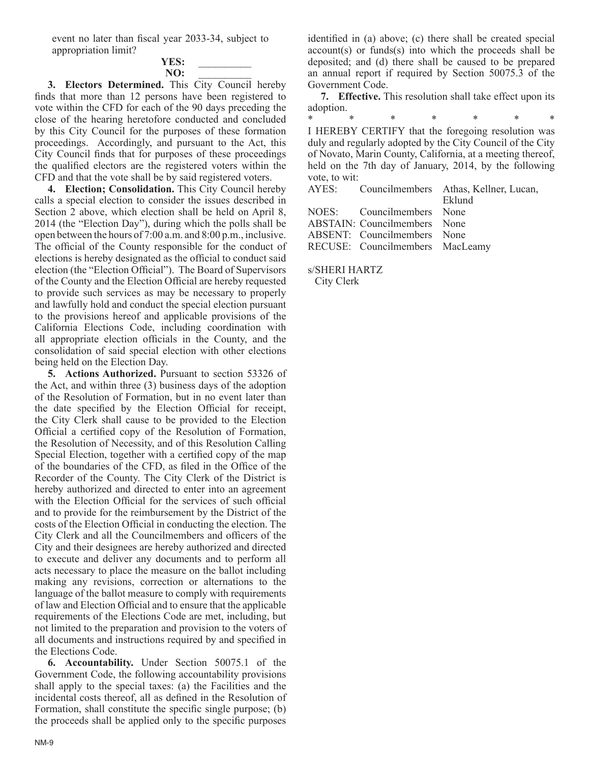event no later than fiscal year 2033-34, subject to appropriation limit?

**YES:** __________
**NO:** __________

**3. Electors Determined.** This City Council hereby finds that more than 12 persons have been registered to vote within the CFD for each of the 90 days preceding the close of the hearing heretofore conducted and concluded by this City Council for the purposes of these formation proceedings. Accordingly, and pursuant to the Act, this City Council finds that for purposes of these proceedings the qualified electors are the registered voters within the CFD and that the vote shall be by said registered voters.

**4. Election; Consolidation.** This City Council hereby calls a special election to consider the issues described in Section 2 above, which election shall be held on April 8, 2014 (the "Election Day"), during which the polls shall be open between the hours of 7:00 a.m. and 8:00 p.m., inclusive. The official of the County responsible for the conduct of elections is hereby designated as the official to conduct said election (the "Election Official"). The Board of Supervisors of the County and the Election Official are hereby requested to provide such services as may be necessary to properly and lawfully hold and conduct the special election pursuant to the provisions hereof and applicable provisions of the California Elections Code, including coordination with all appropriate election officials in the County, and the consolidation of said special election with other elections being held on the Election Day.

**5. Actions Authorized.** Pursuant to section 53326 of the Act, and within three (3) business days of the adoption of the Resolution of Formation, but in no event later than the date specified by the Election Official for receipt, the City Clerk shall cause to be provided to the Election Official a certified copy of the Resolution of Formation, the Resolution of Necessity, and of this Resolution Calling Special Election, together with a certified copy of the map of the boundaries of the CFD, as filed in the Office of the Recorder of the County. The City Clerk of the District is hereby authorized and directed to enter into an agreement with the Election Official for the services of such official and to provide for the reimbursement by the District of the costs of the Election Official in conducting the election. The City Clerk and all the Councilmembers and officers of the City and their designees are hereby authorized and directed to execute and deliver any documents and to perform all acts necessary to place the measure on the ballot including making any revisions, correction or alternations to the language of the ballot measure to comply with requirements of law and Election Official and to ensure that the applicable requirements of the Elections Code are met, including, but not limited to the preparation and provision to the voters of all documents and instructions required by and specified in the Elections Code.

**6. Accountability.** Under Section 50075.1 of the Government Code, the following accountability provisions shall apply to the special taxes: (a) the Facilities and the incidental costs thereof, all as defined in the Resolution of Formation, shall constitute the specific single purpose; (b) the proceeds shall be applied only to the specific purposes identified in (a) above; (c) there shall be created special account(s) or funds(s) into which the proceeds shall be deposited; and (d) there shall be caused to be prepared an annual report if required by Section 50075.3 of the Government Code.

**7. Effective.** This resolution shall take effect upon its adoption.

\* \* \* \* \* \* \*

I HEREBY CERTIFY that the foregoing resolution was duly and regularly adopted by the City Council of the City of Novato, Marin County, California, at a meeting thereof, held on the 7th day of January, 2014, by the following vote, to wit:

| | | |
|---|---|---|
| AYES: | Councilmembers | Athas, Kellner, Lucan, Eklund |
| NOES: | Councilmembers | None |
| ABSTAIN: | Councilmembers | None |
| ABSENT: | Councilmembers | None |
| RECUSE: | Councilmembers | MacLeamy |

s/SHERI HARTZ
City Clerk